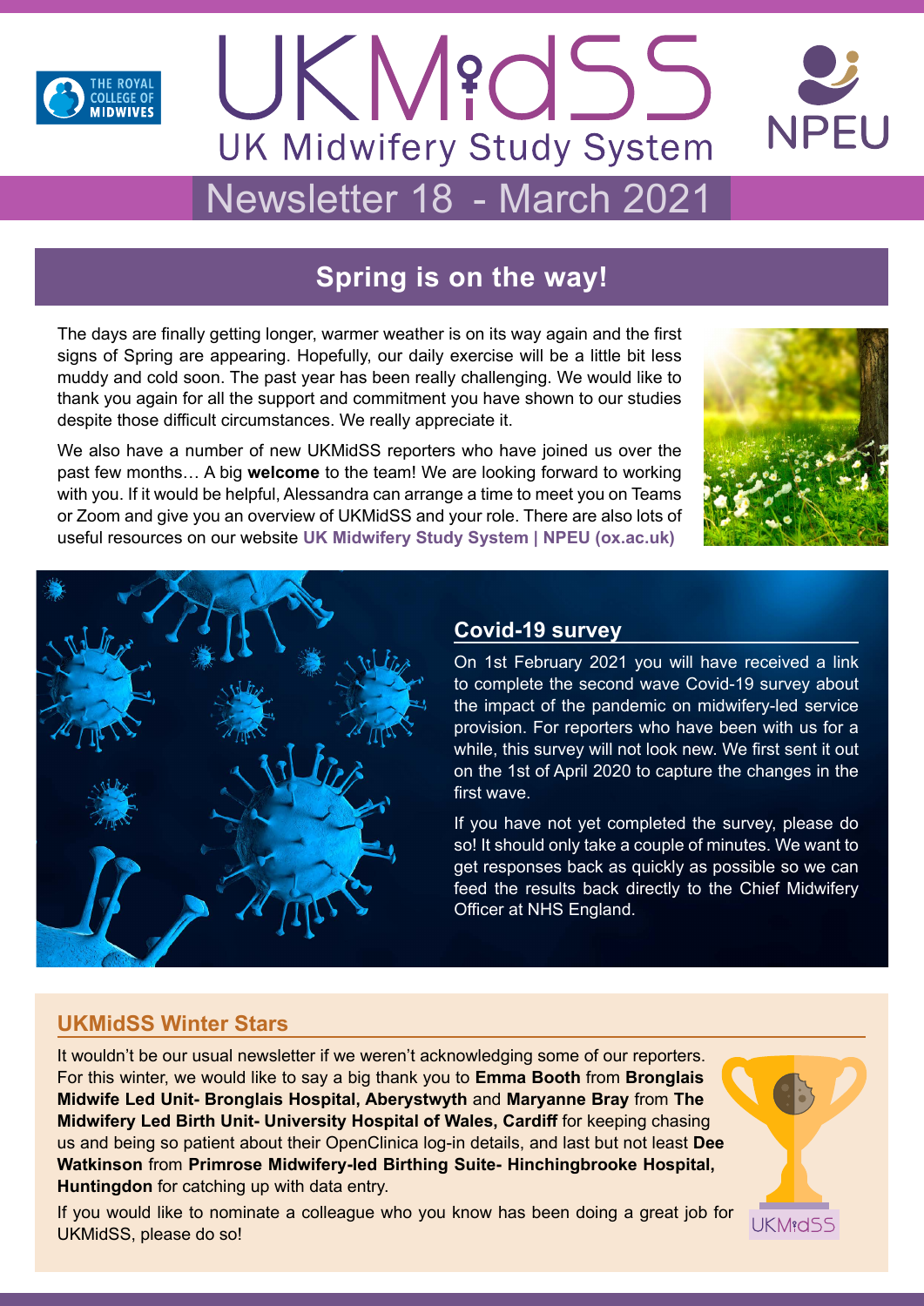# UKMidSS

## UK Midwifery Study System

## Newsletter 18 - March 2021

## Spring is on the way!

The days are finally getting longer, warmer weather is on its way again and the first signs of Spring are appearing. Hopefully, our daily exercise will be a little bit less muddy and cold soon. The past year has been really challenging. We would like to thank you again for all the support and commitment you have shown to our studies despite those difficult circumstances. We really appreciate it.

We also have a number of new UKMidSS reporters who have joined us over the past few months… A big **welcome** to the team! We are looking forward to working with you. If it would be helpful, Alessandra can arrange a time to meet you on Teams or Zoom and give you an overview of UKMidSS and your role. There are also lots of useful resources on our website **UK Midwifery Study System | NPEU (ox.ac.uk)**

### Covid-19 survey

On 1st February 2021 you will have received a link to complete the second wave Covid-19 survey about the impact of the pandemic on midwifery-led service provision. For reporters who have been with us for a while, this survey will not look new. We first sent it out on the 1st of April 2020 to capture the changes in the first wave.

If you have not yet completed the survey, please do so! It should only take a couple of minutes. We want to get responses back as quickly as possible so we can feed the results back directly to the Chief Midwifery Officer at NHS England.

### UKMidSS Winter Stars

It wouldn't be our usual newsletter if we weren't acknowledging some of our reporters. For this winter, we would like to say a big thank you to **Emma Booth** from **Bronglais Midwife Led Unit- Bronglais Hospital, Aberystwyth** and **Maryanne Bray** from **The Midwifery Led Birth Unit- University Hospital of Wales, Cardiff** for keeping chasing us and being so patient about their OpenClinica log-in details, and last but not least **Dee Watkinson** from **Primrose Midwifery-led Birthing Suite- Hinchingbrooke Hospital, Huntingdon** for catching up with data entry.

If you would like to nominate a colleague who you know has been doing a great job for UKMidSS, please do so!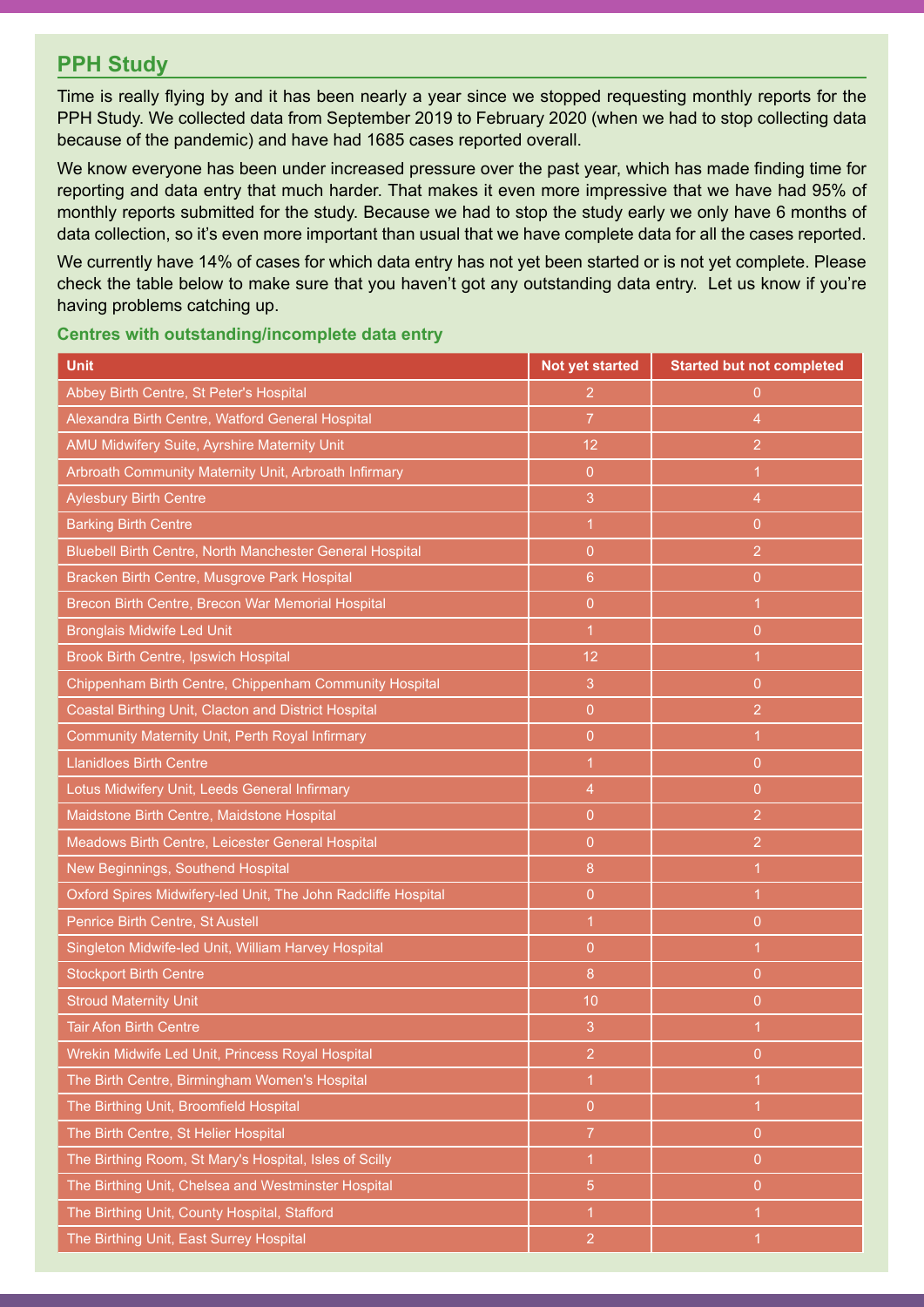## PPH Study

Time is really flying by and it has been nearly a year since we stopped requesting monthly reports for the PPH Study. We collected data from September 2019 to February 2020 (when we had to stop collecting data because of the pandemic) and have had 1685 cases reported overall.

We know everyone has been under increased pressure over the past year, which has made finding time for reporting and data entry that much harder. That makes it even more impressive that we have had 95% of monthly reports submitted for the study. Because we had to stop the study early we only have 6 months of data collection, so it's even more important than usual that we have complete data for all the cases reported.

We currently have 14% of cases for which data entry has not yet been started or is not yet complete. Please check the table below to make sure that you haven't got any outstanding data entry. Let us know if you're having problems catching up.

### Centres with outstanding/incomplete data entry

| Unit | Not yet started | Started but not completed |
|---|---|---|
| Abbey Birth Centre, St Peter's Hospital | 2 | 0 |
| Alexandra Birth Centre, Watford General Hospital | 7 | 4 |
| AMU Midwifery Suite, Ayrshire Maternity Unit | 12 | 2 |
| Arbroath Community Maternity Unit, Arbroath Infirmary | 0 | 1 |
| Aylesbury Birth Centre | 3 | 4 |
| Barking Birth Centre | 1 | 0 |
| Bluebell Birth Centre, North Manchester General Hospital | 0 | 2 |
| Bracken Birth Centre, Musgrove Park Hospital | 6 | 0 |
| Brecon Birth Centre, Brecon War Memorial Hospital | 0 | 1 |
| Bronglais Midwife Led Unit | 1 | 0 |
| Brook Birth Centre, Ipswich Hospital | 12 | 1 |
| Chippenham Birth Centre, Chippenham Community Hospital | 3 | 0 |
| Coastal Birthing Unit, Clacton and District Hospital | 0 | 2 |
| Community Maternity Unit, Perth Royal Infirmary | 0 | 1 |
| Llanidloes Birth Centre | 1 | 0 |
| Lotus Midwifery Unit, Leeds General Infirmary | 4 | 0 |
| Maidstone Birth Centre, Maidstone Hospital | 0 | 2 |
| Meadows Birth Centre, Leicester General Hospital | 0 | 2 |
| New Beginnings, Southend Hospital | 8 | 1 |
| Oxford Spires Midwifery-led Unit, The John Radcliffe Hospital | 0 | 1 |
| Penrice Birth Centre, St Austell | 1 | 0 |
| Singleton Midwife-led Unit, William Harvey Hospital | 0 | 1 |
| Stockport Birth Centre | 8 | 0 |
| Stroud Maternity Unit | 10 | 0 |
| Tair Afon Birth Centre | 3 | 1 |
| Wrekin Midwife Led Unit, Princess Royal Hospital | 2 | 0 |
| The Birth Centre, Birmingham Women's Hospital | 1 | 1 |
| The Birthing Unit, Broomfield Hospital | 0 | 1 |
| The Birth Centre, St Helier Hospital | 7 | 0 |
| The Birthing Room, St Mary's Hospital, Isles of Scilly | 1 | 0 |
| The Birthing Unit, Chelsea and Westminster Hospital | 5 | 0 |
| The Birthing Unit, County Hospital, Stafford | 1 | 1 |
| The Birthing Unit, East Surrey Hospital | 2 | 1 |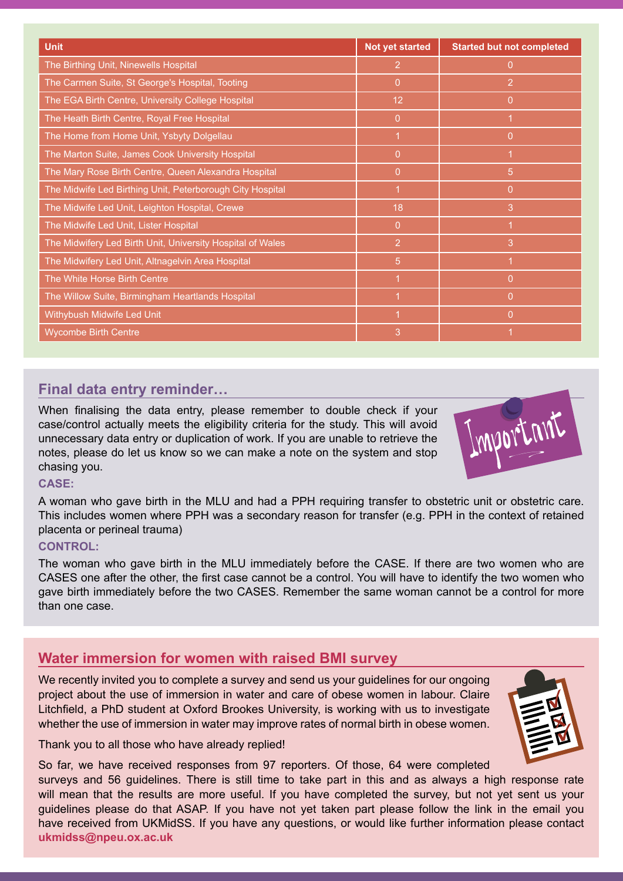| Unit | Not yet started | Started but not completed |
|---|---|---|
| The Birthing Unit, Ninewells Hospital | 2 | 0 |
| The Carmen Suite, St George's Hospital, Tooting | 0 | 2 |
| The EGA Birth Centre, University College Hospital | 12 | 0 |
| The Heath Birth Centre, Royal Free Hospital | 0 | 1 |
| The Home from Home Unit, Ysbyty Dolgellau | 1 | 0 |
| The Marton Suite, James Cook University Hospital | 0 | 1 |
| The Mary Rose Birth Centre, Queen Alexandra Hospital | 0 | 5 |
| The Midwife Led Birthing Unit, Peterborough City Hospital | 1 | 0 |
| The Midwife Led Unit, Leighton Hospital, Crewe | 18 | 3 |
| The Midwife Led Unit, Lister Hospital | 0 | 1 |
| The Midwifery Led Birth Unit, University Hospital of Wales | 2 | 3 |
| The Midwifery Led Unit, Altnagelvin Area Hospital | 5 | 1 |
| The White Horse Birth Centre | 1 | 0 |
| The Willow Suite, Birmingham Heartlands Hospital | 1 | 0 |
| Withybush Midwife Led Unit | 1 | 0 |
| Wycombe Birth Centre | 3 | 1 |

## Final data entry reminder…

When finalising the data entry, please remember to double check if your case/control actually meets the eligibility criteria for the study. This will avoid unnecessary data entry or duplication of work. If you are unable to retrieve the notes, please do let us know so we can make a note on the system and stop chasing you.

**CASE:**

A woman who gave birth in the MLU and had a PPH requiring transfer to obstetric unit or obstetric care. This includes women where PPH was a secondary reason for transfer (e.g. PPH in the context of retained placenta or perineal trauma)

**CONTROL:**

The woman who gave birth in the MLU immediately before the CASE. If there are two women who are CASES one after the other, the first case cannot be a control. You will have to identify the two women who gave birth immediately before the two CASES. Remember the same woman cannot be a control for more than one case.

## Water immersion for women with raised BMI survey

We recently invited you to complete a survey and send us your guidelines for our ongoing project about the use of immersion in water and care of obese women in labour. Claire Litchfield, a PhD student at Oxford Brookes University, is working with us to investigate whether the use of immersion in water may improve rates of normal birth in obese women.

Thank you to all those who have already replied!

So far, we have received responses from 97 reporters. Of those, 64 were completed surveys and 56 guidelines. There is still time to take part in this and as always a high response rate will mean that the results are more useful. If you have completed the survey, but not yet sent us your guidelines please do that ASAP. If you have not yet taken part please follow the link in the email you have received from UKMidSS. If you have any questions, or would like further information please contact **ukmidss@npeu.ox.ac.uk**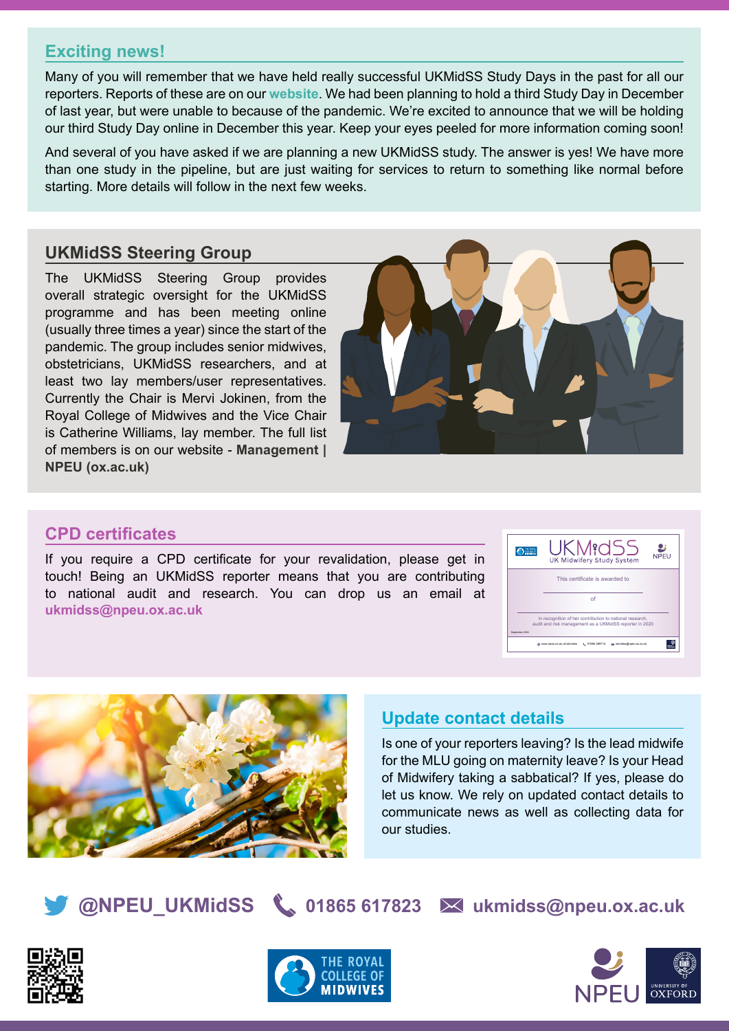## Exciting news!

Many of you will remember that we have held really successful UKMidSS Study Days in the past for all our reporters. Reports of these are on our **website**. We had been planning to hold a third Study Day in December of last year, but were unable to because of the pandemic. We're excited to announce that we will be holding our third Study Day online in December this year. Keep your eyes peeled for more information coming soon!

And several of you have asked if we are planning a new UKMidSS study. The answer is yes! We have more than one study in the pipeline, but are just waiting for services to return to something like normal before starting. More details will follow in the next few weeks.

## UKMidSS Steering Group

The UKMidSS Steering Group provides overall strategic oversight for the UKMidSS programme and has been meeting online (usually three times a year) since the start of the pandemic. The group includes senior midwives, obstetricians, UKMidSS researchers, and at least two lay members/user representatives. Currently the Chair is Mervi Jokinen, from the Royal College of Midwives and the Vice Chair is Catherine Williams, lay member. The full list of members is on our website - **Management | NPEU (ox.ac.uk)**

## CPD certificates

If you require a CPD certificate for your revalidation, please get in touch! Being an UKMidSS reporter means that you are contributing to national audit and research. You can drop us an email at **ukmidss@npeu.ox.ac.uk**

## Update contact details

Is one of your reporters leaving? Is the lead midwife for the MLU going on maternity leave? Is your Head of Midwifery taking a sabbatical? If yes, please do let us know. We rely on updated contact details to communicate news as well as collecting data for our studies.

**@NPEU_UKMidSS** **01865 617823** **ukmidss@npeu.ox.ac.uk**